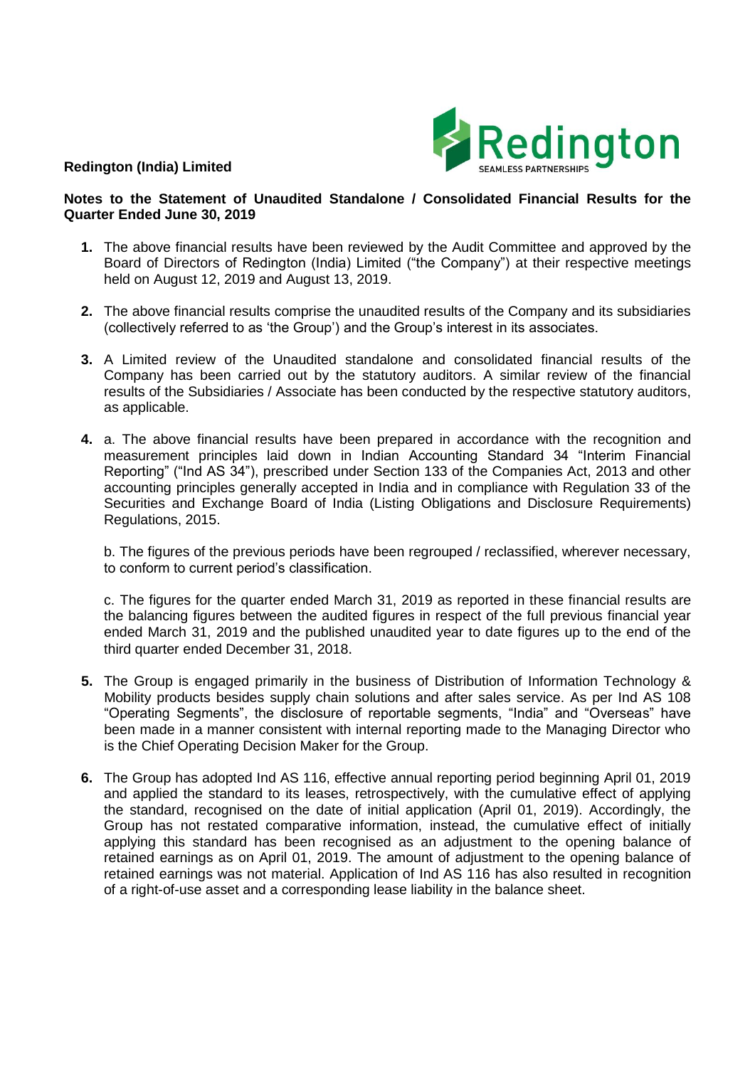**Redington (India) Limited**

**Notes to the Statement of Unaudited Standalone / Consolidated Financial Results for the Quarter Ended June 30, 2019**

1. The above financial results have been reviewed by the Audit Committee and approved by the Board of Directors of Redington (India) Limited ("the Company") at their respective meetings held on August 12, 2019 and August 13, 2019.

2. The above financial results comprise the unaudited results of the Company and its subsidiaries (collectively referred to as 'the Group') and the Group's interest in its associates.

3. A Limited review of the Unaudited standalone and consolidated financial results of the Company has been carried out by the statutory auditors. A similar review of the financial results of the Subsidiaries / Associate has been conducted by the respective statutory auditors, as applicable.

4. a. The above financial results have been prepared in accordance with the recognition and measurement principles laid down in Indian Accounting Standard 34 "Interim Financial Reporting" ("Ind AS 34"), prescribed under Section 133 of the Companies Act, 2013 and other accounting principles generally accepted in India and in compliance with Regulation 33 of the Securities and Exchange Board of India (Listing Obligations and Disclosure Requirements) Regulations, 2015.

   b. The figures of the previous periods have been regrouped / reclassified, wherever necessary, to conform to current period's classification.

   c. The figures for the quarter ended March 31, 2019 as reported in these financial results are the balancing figures between the audited figures in respect of the full previous financial year ended March 31, 2019 and the published unaudited year to date figures up to the end of the third quarter ended December 31, 2018.

5. The Group is engaged primarily in the business of Distribution of Information Technology & Mobility products besides supply chain solutions and after sales service. As per Ind AS 108 "Operating Segments", the disclosure of reportable segments, "India" and "Overseas" have been made in a manner consistent with internal reporting made to the Managing Director who is the Chief Operating Decision Maker for the Group.

6. The Group has adopted Ind AS 116, effective annual reporting period beginning April 01, 2019 and applied the standard to its leases, retrospectively, with the cumulative effect of applying the standard, recognised on the date of initial application (April 01, 2019). Accordingly, the Group has not restated comparative information, instead, the cumulative effect of initially applying this standard has been recognised as an adjustment to the opening balance of retained earnings as on April 01, 2019. The amount of adjustment to the opening balance of retained earnings was not material. Application of Ind AS 116 has also resulted in recognition of a right-of-use asset and a corresponding lease liability in the balance sheet.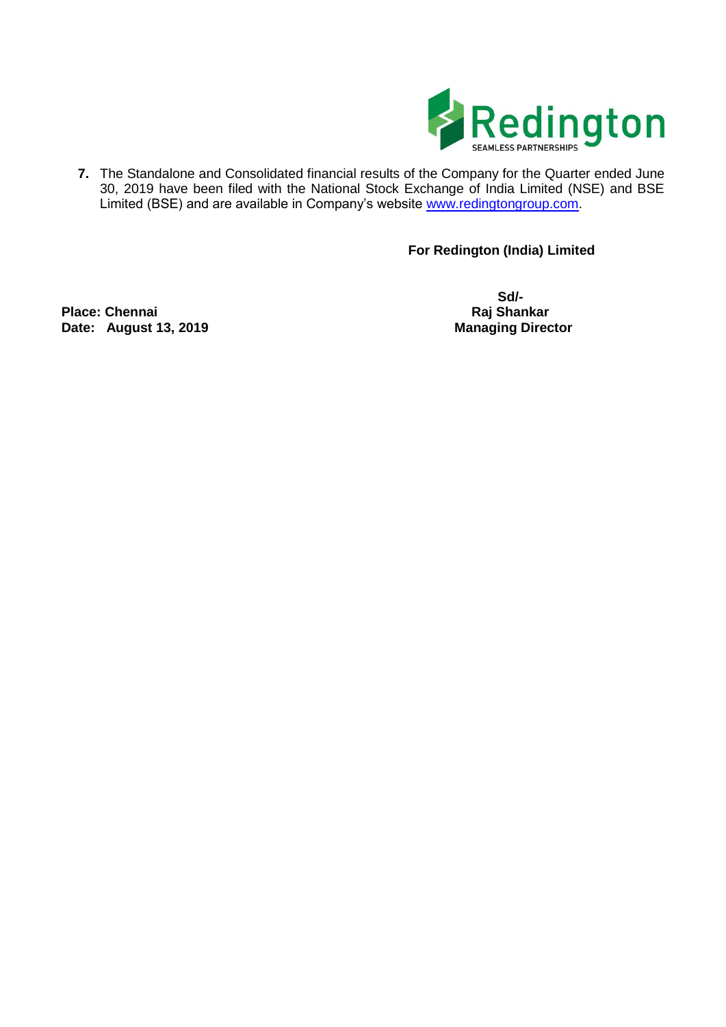7. The Standalone and Consolidated financial results of the Company for the Quarter ended June 30, 2019 have been filed with the National Stock Exchange of India Limited (NSE) and BSE Limited (BSE) and are available in Company's website [www.redingtongroup.com](http://www.redingtongroup.com).

**For Redington (India) Limited**

**Sd/-**
**Raj Shankar**
**Managing Director**

**Place: Chennai**
**Date: August 13, 2019**